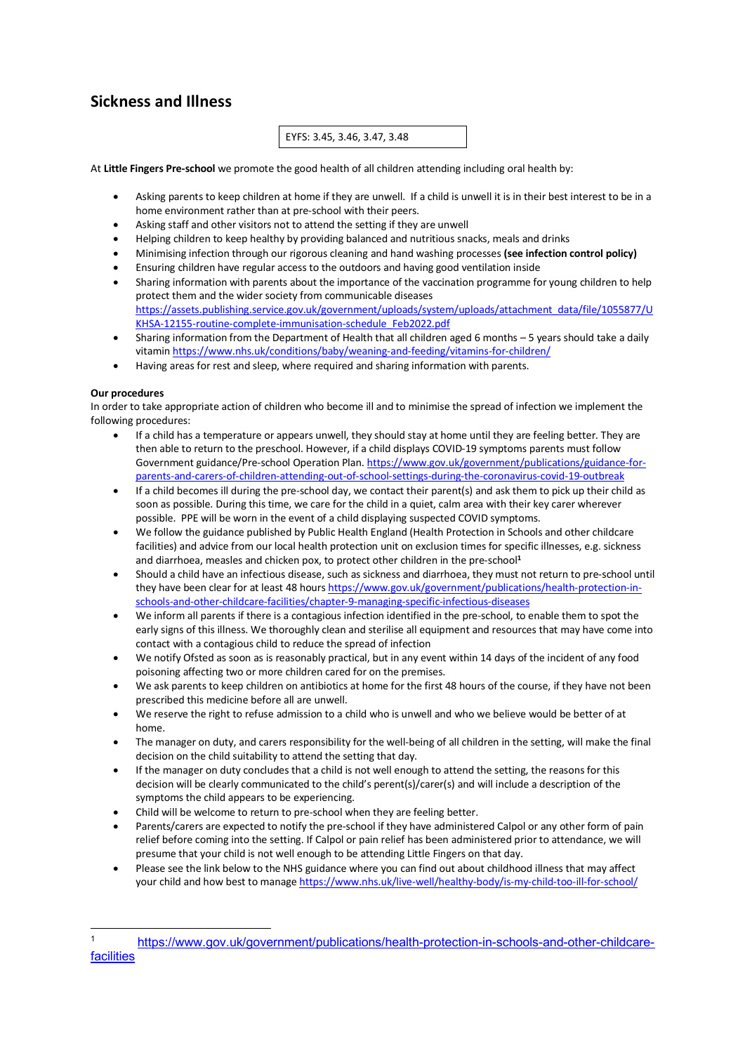## Sickness and Illness

EYFS: 3.45, 3.46, 3.47, 3.48

At **Little Fingers Pre-school** we promote the good health of all children attending including oral health by:

- Asking parents to keep children at home if they are unwell. If a child is unwell it is in their best interest to be in a home environment rather than at pre-school with their peers.
- Asking staff and other visitors not to attend the setting if they are unwell
- Helping children to keep healthy by providing balanced and nutritious snacks, meals and drinks
- Minimising infection through our rigorous cleaning and hand washing processes **(see infection control policy)**
- Ensuring children have regular access to the outdoors and having good ventilation inside
- Sharing information with parents about the importance of the vaccination programme for young children to help protect them and the wider society from communicable diseases https://assets.publishing.service.gov.uk/government/uploads/system/uploads/attachment_data/file/1055877/UKHSA-12155-routine-complete-immunisation-schedule_Feb2022.pdf
- Sharing information from the Department of Health that all children aged 6 months – 5 years should take a daily vitamin https://www.nhs.uk/conditions/baby/weaning-and-feeding/vitamins-for-children/
- Having areas for rest and sleep, where required and sharing information with parents.

**Our procedures**
In order to take appropriate action of children who become ill and to minimise the spread of infection we implement the following procedures:

- If a child has a temperature or appears unwell, they should stay at home until they are feeling better. They are then able to return to the preschool. However, if a child displays COVID-19 symptoms parents must follow Government guidance/Pre-school Operation Plan. https://www.gov.uk/government/publications/guidance-for-parents-and-carers-of-children-attending-out-of-school-settings-during-the-coronavirus-covid-19-outbreak
- If a child becomes ill during the pre-school day, we contact their parent(s) and ask them to pick up their child as soon as possible. During this time, we care for the child in a quiet, calm area with their key carer wherever possible. PPE will be worn in the event of a child displaying suspected COVID symptoms.
- We follow the guidance published by Public Health England (Health Protection in Schools and other childcare facilities) and advice from our local health protection unit on exclusion times for specific illnesses, e.g. sickness and diarrhoea, measles and chicken pox, to protect other children in the pre-school[1]
- Should a child have an infectious disease, such as sickness and diarrhoea, they must not return to pre-school until they have been clear for at least 48 hours https://www.gov.uk/government/publications/health-protection-in-schools-and-other-childcare-facilities/chapter-9-managing-specific-infectious-diseases
- We inform all parents if there is a contagious infection identified in the pre-school, to enable them to spot the early signs of this illness. We thoroughly clean and sterilise all equipment and resources that may have come into contact with a contagious child to reduce the spread of infection
- We notify Ofsted as soon as is reasonably practical, but in any event within 14 days of the incident of any food poisoning affecting two or more children cared for on the premises.
- We ask parents to keep children on antibiotics at home for the first 48 hours of the course, if they have not been prescribed this medicine before all are unwell.
- We reserve the right to refuse admission to a child who is unwell and who we believe would be better of at home.
- The manager on duty, and carers responsibility for the well-being of all children in the setting, will make the final decision on the child suitability to attend the setting that day.
- If the manager on duty concludes that a child is not well enough to attend the setting, the reasons for this decision will be clearly communicated to the child's perent(s)/carer(s) and will include a description of the symptoms the child appears to be experiencing.
- Child will be welcome to return to pre-school when they are feeling better.
- Parents/carers are expected to notify the pre-school if they have administered Calpol or any other form of pain relief before coming into the setting. If Calpol or pain relief has been administered prior to attendance, we will presume that your child is not well enough to be attending Little Fingers on that day.
- Please see the link below to the NHS guidance where you can find out about childhood illness that may affect your child and how best to manage https://www.nhs.uk/live-well/healthy-body/is-my-child-too-ill-for-school/

[1] https://www.gov.uk/government/publications/health-protection-in-schools-and-other-childcare-facilities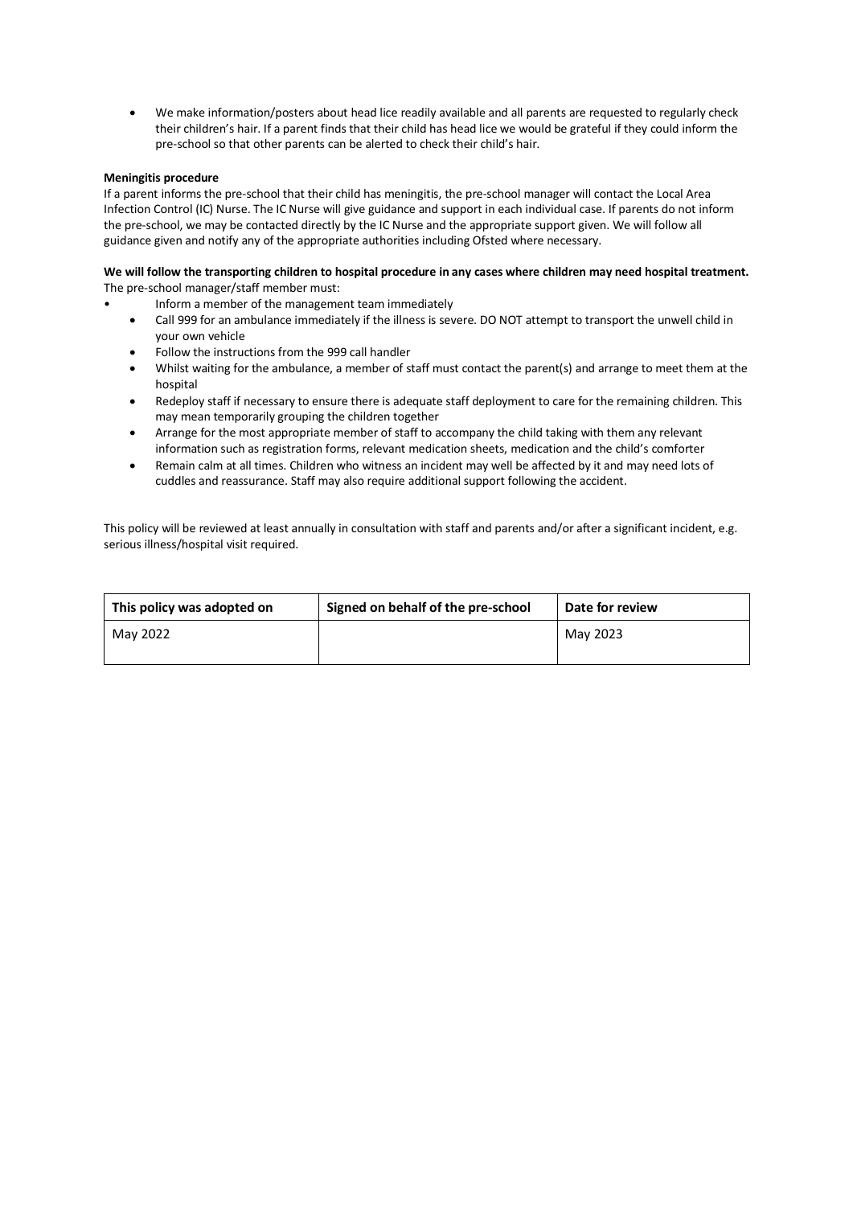- We make information/posters about head lice readily available and all parents are requested to regularly check their children's hair. If a parent finds that their child has head lice we would be grateful if they could inform the pre-school so that other parents can be alerted to check their child's hair.

**Meningitis procedure**

If a parent informs the pre-school that their child has meningitis, the pre-school manager will contact the Local Area Infection Control (IC) Nurse. The IC Nurse will give guidance and support in each individual case. If parents do not inform the pre-school, we may be contacted directly by the IC Nurse and the appropriate support given. We will follow all guidance given and notify any of the appropriate authorities including Ofsted where necessary.

**We will follow the transporting children to hospital procedure in any cases where children may need hospital treatment.**

The pre-school manager/staff member must:

- Inform a member of the management team immediately
- Call 999 for an ambulance immediately if the illness is severe. DO NOT attempt to transport the unwell child in your own vehicle
- Follow the instructions from the 999 call handler
- Whilst waiting for the ambulance, a member of staff must contact the parent(s) and arrange to meet them at the hospital
- Redeploy staff if necessary to ensure there is adequate staff deployment to care for the remaining children. This may mean temporarily grouping the children together
- Arrange for the most appropriate member of staff to accompany the child taking with them any relevant information such as registration forms, relevant medication sheets, medication and the child's comforter
- Remain calm at all times. Children who witness an incident may well be affected by it and may need lots of cuddles and reassurance. Staff may also require additional support following the accident.

This policy will be reviewed at least annually in consultation with staff and parents and/or after a significant incident, e.g. serious illness/hospital visit required.

| This policy was adopted on | Signed on behalf of the pre-school | Date for review |
|---|---|---|
| May 2022 | | May 2023 |